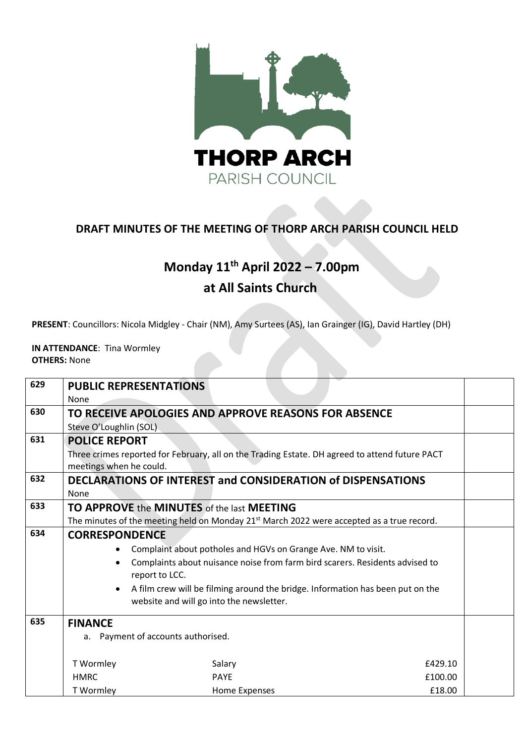THORP ARCH
PARISH COUNCIL

# DRAFT MINUTES OF THE MEETING OF THORP ARCH PARISH COUNCIL HELD

## Monday 11th April 2022 – 7.00pm

## at All Saints Church

**PRESENT**: Councillors: Nicola Midgley - Chair (NM), Amy Surtees (AS), Ian Grainger (IG), David Hartley (DH)

**IN ATTENDANCE**: Tina Wormley
**OTHERS:** None

| | | |
|---|---|---|
| 629 | **PUBLIC REPRESENTATIONS**<br>None | |
| 630 | **TO RECEIVE APOLOGIES AND APPROVE REASONS FOR ABSENCE**<br>Steve O'Loughlin (SOL) | |
| 631 | **POLICE REPORT**<br>Three crimes reported for February, all on the Trading Estate. DH agreed to attend future PACT meetings when he could. | |
| 632 | **DECLARATIONS OF INTEREST and CONSIDERATION of DISPENSATIONS**<br>None | |
| 633 | **TO APPROVE the MINUTES of the last MEETING**<br>The minutes of the meeting held on Monday 21st March 2022 were accepted as a true record. | |
| 634 | **CORRESPONDENCE**<br>• Complaint about potholes and HGVs on Grange Ave. NM to visit.<br>• Complaints about nuisance noise from farm bird scarers. Residents advised to report to LCC.<br>• A film crew will be filming around the bridge. Information has been put on the website and will go into the newsletter. | |
| 635 | **FINANCE**<br>a. Payment of accounts authorised.<br><br>T Wormley — Salary — £429.10<br>HMRC — PAYE — £100.00<br>T Wormley — Home Expenses — £18.00 | |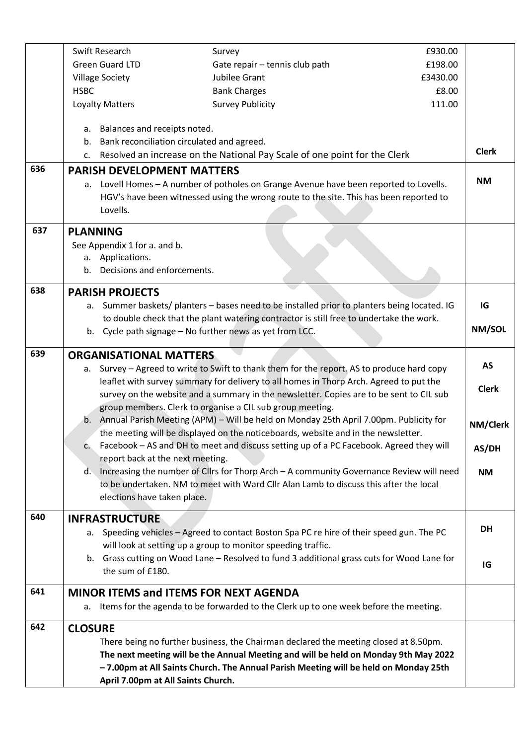| | | | | |
|---|---|---|---|---|
| | Swift Research | Survey | £930.00 | |
| | Green Guard LTD | Gate repair – tennis club path | £198.00 | |
| | Village Society | Jubilee Grant | £3430.00 | |
| | HSBC | Bank Charges | £8.00 | |
| | Loyalty Matters | Survey Publicity | 111.00 | |

a. Balances and receipts noted.
b. Bank reconciliation circulated and agreed.
c. Resolved an increase on the National Pay Scale of one point for the Clerk — **Clerk**

| | | |
|---|---|---|
| 636 | **PARISH DEVELOPMENT MATTERS**<br>a. Lovell Homes – A number of potholes on Grange Avenue have been reported to Lovells. HGV's have been witnessed using the wrong route to the site. This has been reported to Lovells. | **NM** |
| 637 | **PLANNING**<br>See Appendix 1 for a. and b.<br>a. Applications.<br>b. Decisions and enforcements. | |
| 638 | **PARISH PROJECTS**<br>a. Summer baskets/ planters – bases need to be installed prior to planters being located. IG to double check that the plant watering contractor is still free to undertake the work.<br>b. Cycle path signage – No further news as yet from LCC. | **IG**<br><br>**NM/SOL** |
| 639 | **ORGANISATIONAL MATTERS**<br>a. Survey – Agreed to write to Swift to thank them for the report. AS to produce hard copy leaflet with survey summary for delivery to all homes in Thorp Arch. Agreed to put the survey on the website and a summary in the newsletter. Copies are to be sent to CIL sub group members. Clerk to organise a CIL sub group meeting.<br>b. Annual Parish Meeting (APM) – Will be held on Monday 25th April 7.00pm. Publicity for the meeting will be displayed on the noticeboards, website and in the newsletter.<br>c. Facebook – AS and DH to meet and discuss setting up of a PC Facebook. Agreed they will report back at the next meeting.<br>d. Increasing the number of Cllrs for Thorp Arch – A community Governance Review will need to be undertaken. NM to meet with Ward Cllr Alan Lamb to discuss this after the local elections have taken place. | **AS**<br><br>**Clerk**<br><br>**NM/Clerk**<br><br>**AS/DH**<br><br>**NM** |
| 640 | **INFRASTRUCTURE**<br>a. Speeding vehicles – Agreed to contact Boston Spa PC re hire of their speed gun. The PC will look at setting up a group to monitor speeding traffic.<br>b. Grass cutting on Wood Lane – Resolved to fund 3 additional grass cuts for Wood Lane for the sum of £180. | **DH**<br><br>**IG** |
| 641 | **MINOR ITEMS and ITEMS FOR NEXT AGENDA**<br>a. Items for the agenda to be forwarded to the Clerk up to one week before the meeting. | |
| 642 | **CLOSURE**<br>There being no further business, the Chairman declared the meeting closed at 8.50pm.<br>**The next meeting will be the Annual Meeting and will be held on Monday 9th May 2022 – 7.00pm at All Saints Church. The Annual Parish Meeting will be held on Monday 25th April 7.00pm at All Saints Church.** | |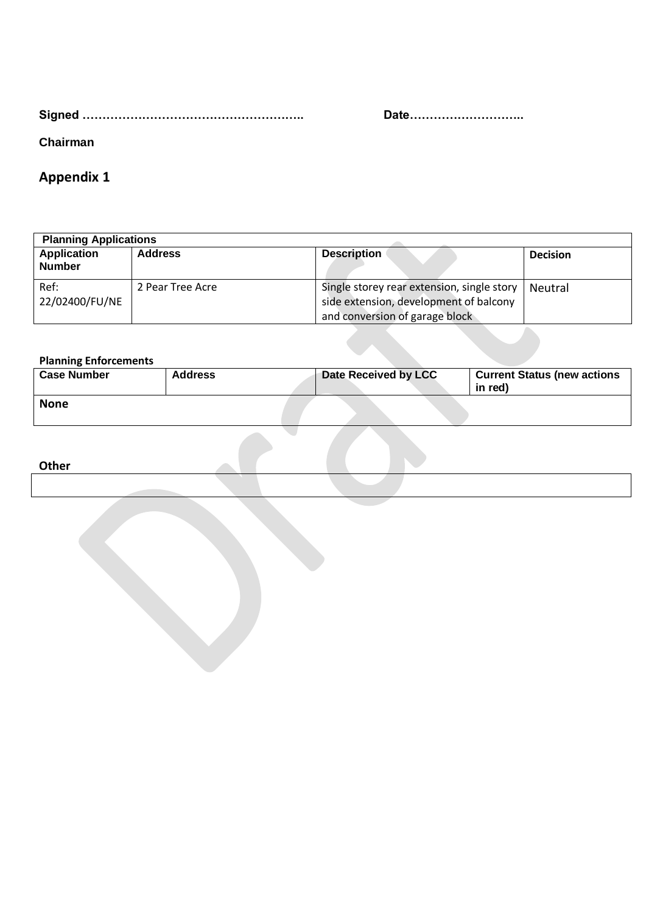**Signed ……………………………………………….. Date………………………..**

**Chairman**

## Appendix 1

| Planning Applications | | | |
|---|---|---|---|
| **Application Number** | **Address** | **Description** | **Decision** |
| Ref: 22/02400/FU/NE | 2 Pear Tree Acre | Single storey rear extension, single story side extension, development of balcony and conversion of garage block | Neutral |

**Planning Enforcements**

| Case Number | Address | Date Received by LCC | Current Status (new actions in red) |
|---|---|---|---|
| **None** | | | |

**Other**

| |
|---|
| |